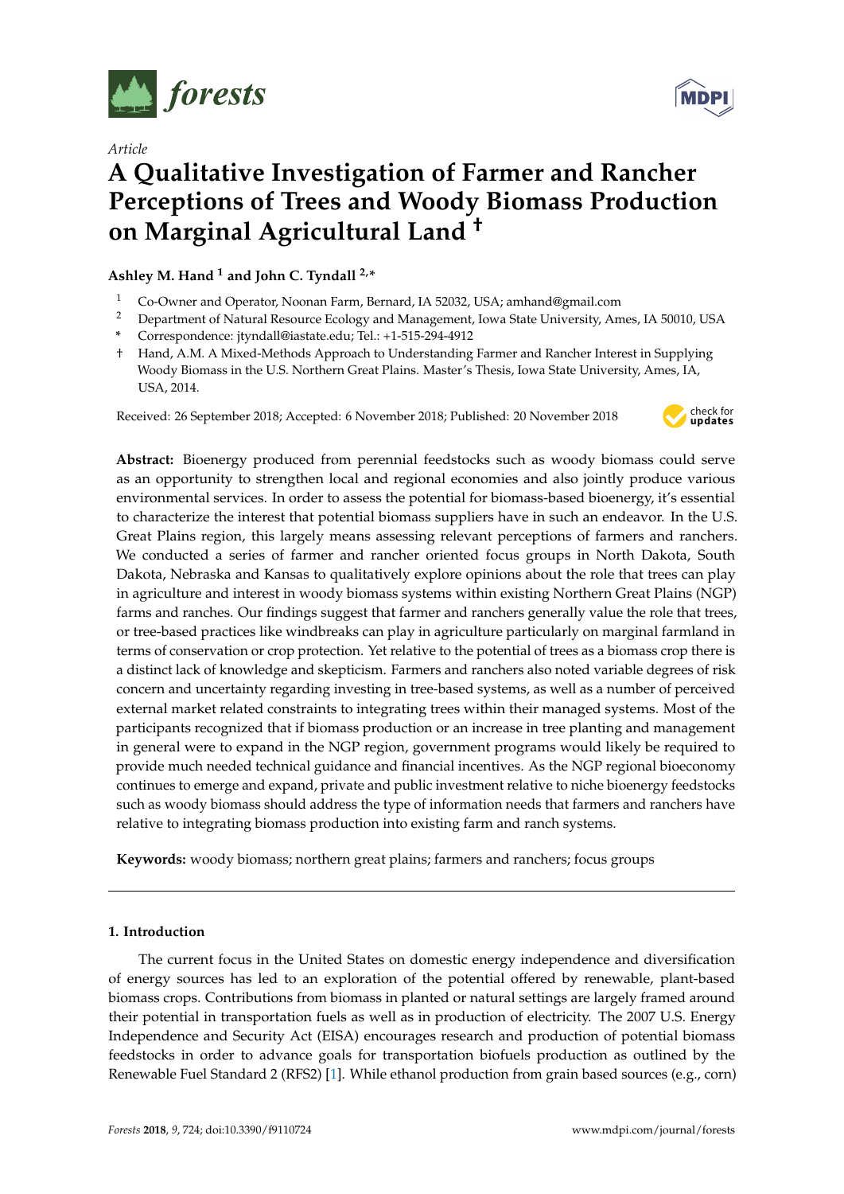*forests*

Article

# A Qualitative Investigation of Farmer and Rancher Perceptions of Trees and Woody Biomass Production on Marginal Agricultural Land †

**Ashley M. Hand [1] and John C. Tyndall [2,*]**

[1] Co-Owner and Operator, Noonan Farm, Bernard, IA 52032, USA; amhand@gmail.com
[2] Department of Natural Resource Ecology and Management, Iowa State University, Ames, IA 50010, USA
\* Correspondence: jtyndall@iastate.edu; Tel.: +1-515-294-4912
† Hand, A.M. A Mixed-Methods Approach to Understanding Farmer and Rancher Interest in Supplying Woody Biomass in the U.S. Northern Great Plains. Master's Thesis, Iowa State University, Ames, IA, USA, 2014.

Received: 26 September 2018; Accepted: 6 November 2018; Published: 20 November 2018

**Abstract:** Bioenergy produced from perennial feedstocks such as woody biomass could serve as an opportunity to strengthen local and regional economies and also jointly produce various environmental services. In order to assess the potential for biomass-based bioenergy, it's essential to characterize the interest that potential biomass suppliers have in such an endeavor. In the U.S. Great Plains region, this largely means assessing relevant perceptions of farmers and ranchers. We conducted a series of farmer and rancher oriented focus groups in North Dakota, South Dakota, Nebraska and Kansas to qualitatively explore opinions about the role that trees can play in agriculture and interest in woody biomass systems within existing Northern Great Plains (NGP) farms and ranches. Our findings suggest that farmer and ranchers generally value the role that trees, or tree-based practices like windbreaks can play in agriculture particularly on marginal farmland in terms of conservation or crop protection. Yet relative to the potential of trees as a biomass crop there is a distinct lack of knowledge and skepticism. Farmers and ranchers also noted variable degrees of risk concern and uncertainty regarding investing in tree-based systems, as well as a number of perceived external market related constraints to integrating trees within their managed systems. Most of the participants recognized that if biomass production or an increase in tree planting and management in general were to expand in the NGP region, government programs would likely be required to provide much needed technical guidance and financial incentives. As the NGP regional bioeconomy continues to emerge and expand, private and public investment relative to niche bioenergy feedstocks such as woody biomass should address the type of information needs that farmers and ranchers have relative to integrating biomass production into existing farm and ranch systems.

**Keywords:** woody biomass; northern great plains; farmers and ranchers; focus groups

## 1. Introduction

The current focus in the United States on domestic energy independence and diversification of energy sources has led to an exploration of the potential offered by renewable, plant-based biomass crops. Contributions from biomass in planted or natural settings are largely framed around their potential in transportation fuels as well as in production of electricity. The 2007 U.S. Energy Independence and Security Act (EISA) encourages research and production of potential biomass feedstocks in order to advance goals for transportation biofuels production as outlined by the Renewable Fuel Standard 2 (RFS2) [1]. While ethanol production from grain based sources (e.g., corn)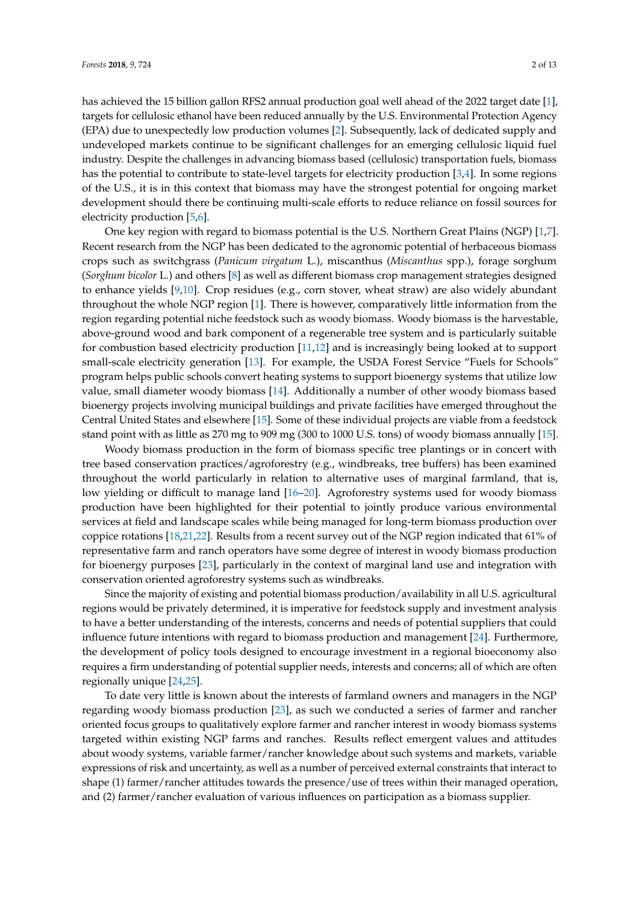has achieved the 15 billion gallon RFS2 annual production goal well ahead of the 2022 target date [1], targets for cellulosic ethanol have been reduced annually by the U.S. Environmental Protection Agency (EPA) due to unexpectedly low production volumes [2]. Subsequently, lack of dedicated supply and undeveloped markets continue to be significant challenges for an emerging cellulosic liquid fuel industry. Despite the challenges in advancing biomass based (cellulosic) transportation fuels, biomass has the potential to contribute to state-level targets for electricity production [3,4]. In some regions of the U.S., it is in this context that biomass may have the strongest potential for ongoing market development should there be continuing multi-scale efforts to reduce reliance on fossil sources for electricity production [5,6].

One key region with regard to biomass potential is the U.S. Northern Great Plains (NGP) [1,7]. Recent research from the NGP has been dedicated to the agronomic potential of herbaceous biomass crops such as switchgrass (*Panicum virgatum* L.), miscanthus (*Miscanthus* spp.), forage sorghum (*Sorghum bicolor* L.) and others [8] as well as different biomass crop management strategies designed to enhance yields [9,10]. Crop residues (e.g., corn stover, wheat straw) are also widely abundant throughout the whole NGP region [1]. There is however, comparatively little information from the region regarding potential niche feedstock such as woody biomass. Woody biomass is the harvestable, above-ground wood and bark component of a regenerable tree system and is particularly suitable for combustion based electricity production [11,12] and is increasingly being looked at to support small-scale electricity generation [13]. For example, the USDA Forest Service "Fuels for Schools" program helps public schools convert heating systems to support bioenergy systems that utilize low value, small diameter woody biomass [14]. Additionally a number of other woody biomass based bioenergy projects involving municipal buildings and private facilities have emerged throughout the Central United States and elsewhere [15]. Some of these individual projects are viable from a feedstock stand point with as little as 270 mg to 909 mg (300 to 1000 U.S. tons) of woody biomass annually [15].

Woody biomass production in the form of biomass specific tree plantings or in concert with tree based conservation practices/agroforestry (e.g., windbreaks, tree buffers) has been examined throughout the world particularly in relation to alternative uses of marginal farmland, that is, low yielding or difficult to manage land [16–20]. Agroforestry systems used for woody biomass production have been highlighted for their potential to jointly produce various environmental services at field and landscape scales while being managed for long-term biomass production over coppice rotations [18,21,22]. Results from a recent survey out of the NGP region indicated that 61% of representative farm and ranch operators have some degree of interest in woody biomass production for bioenergy purposes [23], particularly in the context of marginal land use and integration with conservation oriented agroforestry systems such as windbreaks.

Since the majority of existing and potential biomass production/availability in all U.S. agricultural regions would be privately determined, it is imperative for feedstock supply and investment analysis to have a better understanding of the interests, concerns and needs of potential suppliers that could influence future intentions with regard to biomass production and management [24]. Furthermore, the development of policy tools designed to encourage investment in a regional bioeconomy also requires a firm understanding of potential supplier needs, interests and concerns; all of which are often regionally unique [24,25].

To date very little is known about the interests of farmland owners and managers in the NGP regarding woody biomass production [23], as such we conducted a series of farmer and rancher oriented focus groups to qualitatively explore farmer and rancher interest in woody biomass systems targeted within existing NGP farms and ranches. Results reflect emergent values and attitudes about woody systems, variable farmer/rancher knowledge about such systems and markets, variable expressions of risk and uncertainty, as well as a number of perceived external constraints that interact to shape (1) farmer/rancher attitudes towards the presence/use of trees within their managed operation, and (2) farmer/rancher evaluation of various influences on participation as a biomass supplier.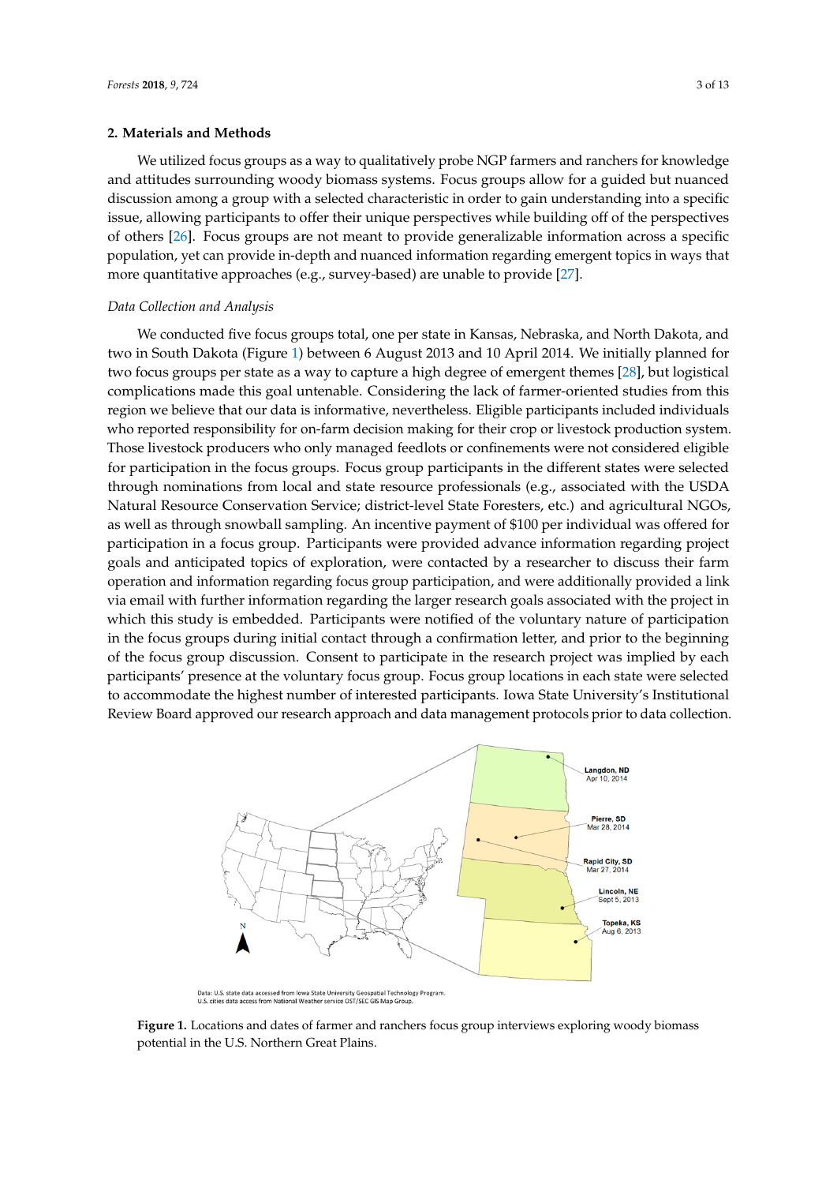## 2. Materials and Methods

We utilized focus groups as a way to qualitatively probe NGP farmers and ranchers for knowledge and attitudes surrounding woody biomass systems. Focus groups allow for a guided but nuanced discussion among a group with a selected characteristic in order to gain understanding into a specific issue, allowing participants to offer their unique perspectives while building off of the perspectives of others [26]. Focus groups are not meant to provide generalizable information across a specific population, yet can provide in-depth and nuanced information regarding emergent topics in ways that more quantitative approaches (e.g., survey-based) are unable to provide [27].

*Data Collection and Analysis*

We conducted five focus groups total, one per state in Kansas, Nebraska, and North Dakota, and two in South Dakota (Figure 1) between 6 August 2013 and 10 April 2014. We initially planned for two focus groups per state as a way to capture a high degree of emergent themes [28], but logistical complications made this goal untenable. Considering the lack of farmer-oriented studies from this region we believe that our data is informative, nevertheless. Eligible participants included individuals who reported responsibility for on-farm decision making for their crop or livestock production system. Those livestock producers who only managed feedlots or confinements were not considered eligible for participation in the focus groups. Focus group participants in the different states were selected through nominations from local and state resource professionals (e.g., associated with the USDA Natural Resource Conservation Service; district-level State Foresters, etc.) and agricultural NGOs, as well as through snowball sampling. An incentive payment of $100 per individual was offered for participation in a focus group. Participants were provided advance information regarding project goals and anticipated topics of exploration, were contacted by a researcher to discuss their farm operation and information regarding focus group participation, and were additionally provided a link via email with further information regarding the larger research goals associated with the project in which this study is embedded. Participants were notified of the voluntary nature of participation in the focus groups during initial contact through a confirmation letter, and prior to the beginning of the focus group discussion. Consent to participate in the research project was implied by each participants' presence at the voluntary focus group. Focus group locations in each state were selected to accommodate the highest number of interested participants. Iowa State University's Institutional Review Board approved our research approach and data management protocols prior to data collection.

Langdon, ND
Apr 10, 2014

Pierre, SD
Mar 28, 2014

Rapid City, SD
Mar 27, 2014

Lincoln, NE
Sept 5, 2013

Topeka, KS
Aug 6, 2013

N

Data: U.S. state data accessed from Iowa State University Geospatial Technology Program.
U.S. cities data access from National Weather service OST/SEC GIS Map Group.

**Figure 1.** Locations and dates of farmer and ranchers focus group interviews exploring woody biomass potential in the U.S. Northern Great Plains.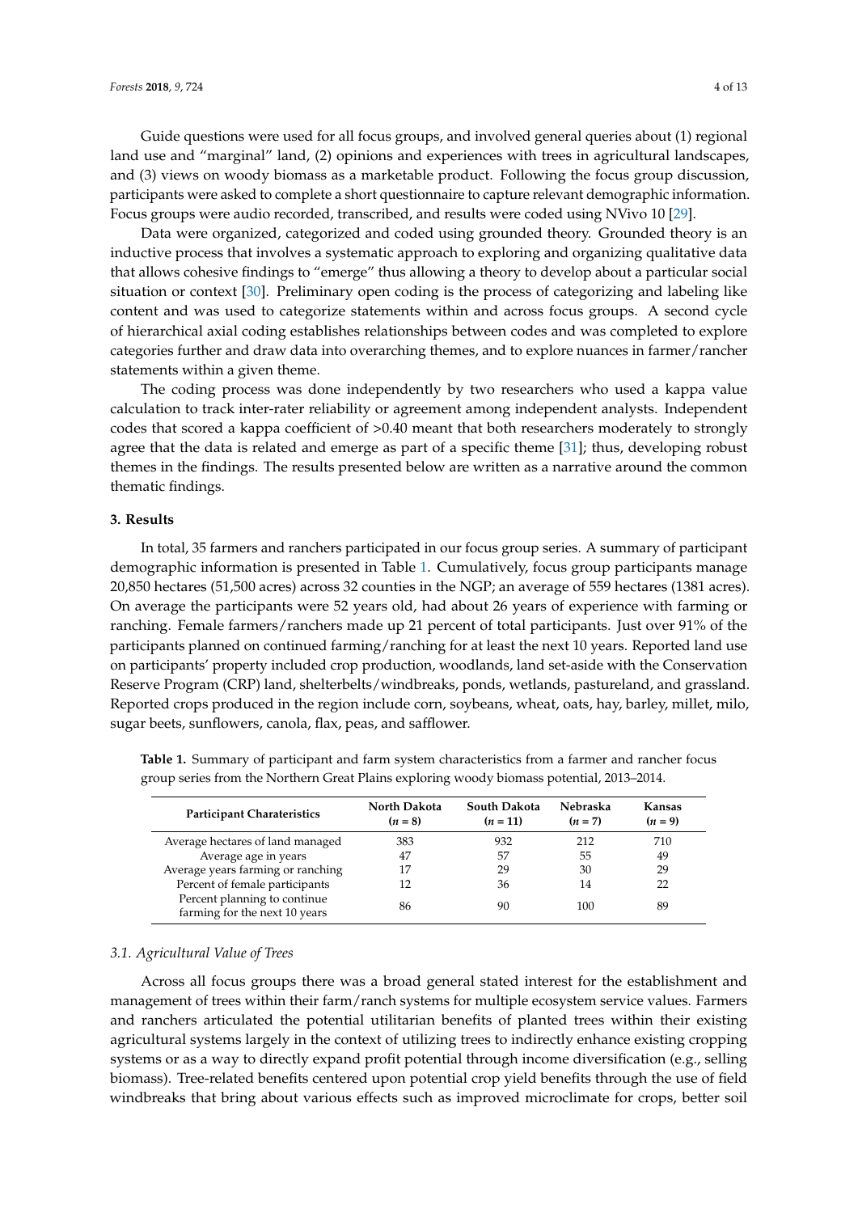Guide questions were used for all focus groups, and involved general queries about (1) regional land use and "marginal" land, (2) opinions and experiences with trees in agricultural landscapes, and (3) views on woody biomass as a marketable product. Following the focus group discussion, participants were asked to complete a short questionnaire to capture relevant demographic information. Focus groups were audio recorded, transcribed, and results were coded using NVivo 10 [29].

Data were organized, categorized and coded using grounded theory. Grounded theory is an inductive process that involves a systematic approach to exploring and organizing qualitative data that allows cohesive findings to "emerge" thus allowing a theory to develop about a particular social situation or context [30]. Preliminary open coding is the process of categorizing and labeling like content and was used to categorize statements within and across focus groups. A second cycle of hierarchical axial coding establishes relationships between codes and was completed to explore categories further and draw data into overarching themes, and to explore nuances in farmer/rancher statements within a given theme.

The coding process was done independently by two researchers who used a kappa value calculation to track inter-rater reliability or agreement among independent analysts. Independent codes that scored a kappa coefficient of >0.40 meant that both researchers moderately to strongly agree that the data is related and emerge as part of a specific theme [31]; thus, developing robust themes in the findings. The results presented below are written as a narrative around the common thematic findings.

## 3. Results

In total, 35 farmers and ranchers participated in our focus group series. A summary of participant demographic information is presented in Table 1. Cumulatively, focus group participants manage 20,850 hectares (51,500 acres) across 32 counties in the NGP; an average of 559 hectares (1381 acres). On average the participants were 52 years old, had about 26 years of experience with farming or ranching. Female farmers/ranchers made up 21 percent of total participants. Just over 91% of the participants planned on continued farming/ranching for at least the next 10 years. Reported land use on participants' property included crop production, woodlands, land set-aside with the Conservation Reserve Program (CRP) land, shelterbelts/windbreaks, ponds, wetlands, pastureland, and grassland. Reported crops produced in the region include corn, soybeans, wheat, oats, hay, barley, millet, milo, sugar beets, sunflowers, canola, flax, peas, and safflower.

**Table 1.** Summary of participant and farm system characteristics from a farmer and rancher focus group series from the Northern Great Plains exploring woody biomass potential, 2013–2014.

| Participant Charateristics | North Dakota ($n$ = 8) | South Dakota ($n$ = 11) | Nebraska ($n$ = 7) | Kansas ($n$ = 9) |
| --- | --- | --- | --- | --- |
| Average hectares of land managed | 383 | 932 | 212 | 710 |
| Average age in years | 47 | 57 | 55 | 49 |
| Average years farming or ranching | 17 | 29 | 30 | 29 |
| Percent of female participants | 12 | 36 | 14 | 22 |
| Percent planning to continue farming for the next 10 years | 86 | 90 | 100 | 89 |

### 3.1. Agricultural Value of Trees

Across all focus groups there was a broad general stated interest for the establishment and management of trees within their farm/ranch systems for multiple ecosystem service values. Farmers and ranchers articulated the potential utilitarian benefits of planted trees within their existing agricultural systems largely in the context of utilizing trees to indirectly enhance existing cropping systems or as a way to directly expand profit potential through income diversification (e.g., selling biomass). Tree-related benefits centered upon potential crop yield benefits through the use of field windbreaks that bring about various effects such as improved microclimate for crops, better soil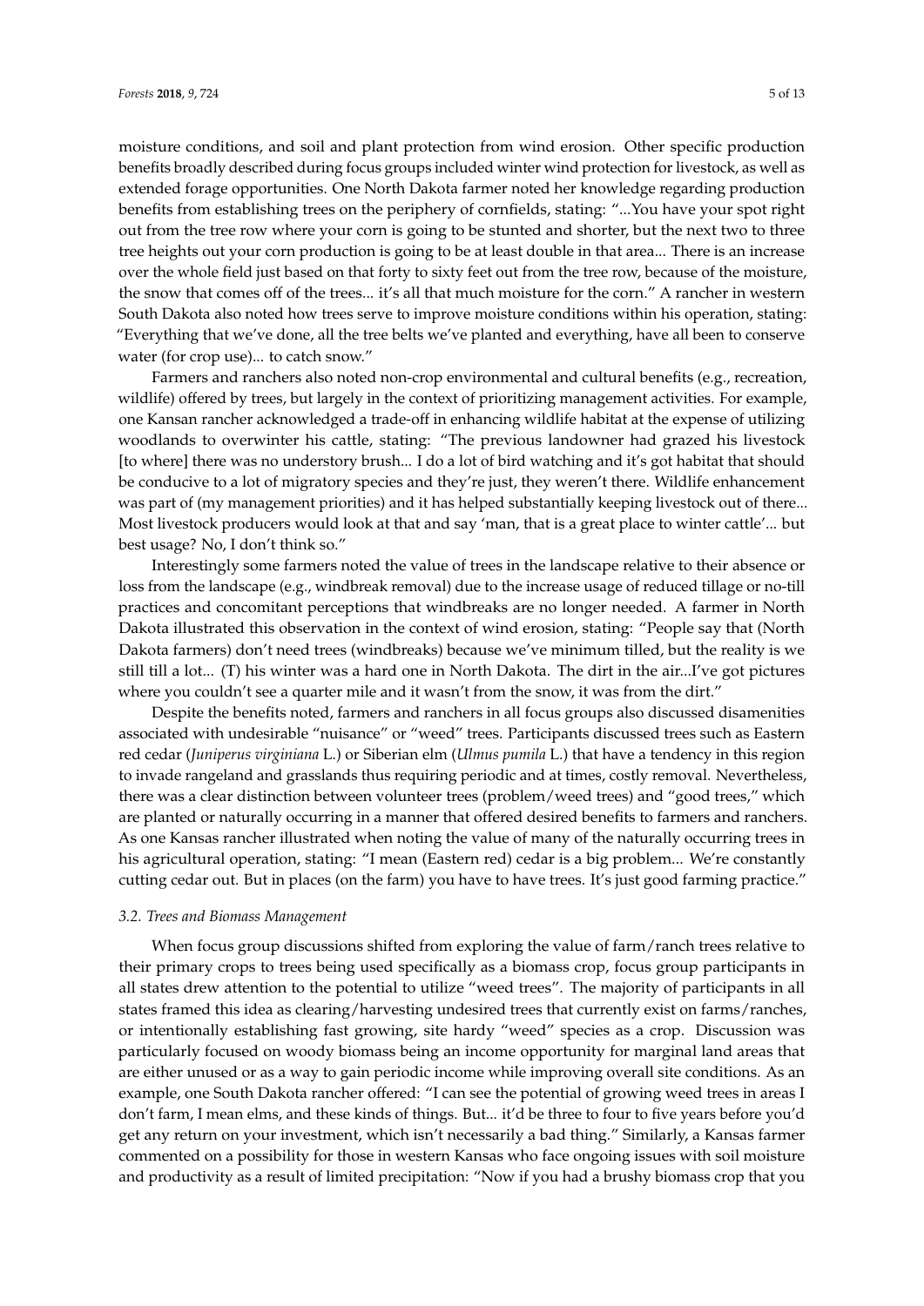moisture conditions, and soil and plant protection from wind erosion. Other specific production benefits broadly described during focus groups included winter wind protection for livestock, as well as extended forage opportunities. One North Dakota farmer noted her knowledge regarding production benefits from establishing trees on the periphery of cornfields, stating: "...You have your spot right out from the tree row where your corn is going to be stunted and shorter, but the next two to three tree heights out your corn production is going to be at least double in that area... There is an increase over the whole field just based on that forty to sixty feet out from the tree row, because of the moisture, the snow that comes off of the trees... it's all that much moisture for the corn." A rancher in western South Dakota also noted how trees serve to improve moisture conditions within his operation, stating: "Everything that we've done, all the tree belts we've planted and everything, have all been to conserve water (for crop use)... to catch snow."

Farmers and ranchers also noted non-crop environmental and cultural benefits (e.g., recreation, wildlife) offered by trees, but largely in the context of prioritizing management activities. For example, one Kansan rancher acknowledged a trade-off in enhancing wildlife habitat at the expense of utilizing woodlands to overwinter his cattle, stating: "The previous landowner had grazed his livestock [to where] there was no understory brush... I do a lot of bird watching and it's got habitat that should be conducive to a lot of migratory species and they're just, they weren't there. Wildlife enhancement was part of (my management priorities) and it has helped substantially keeping livestock out of there... Most livestock producers would look at that and say 'man, that is a great place to winter cattle'... but best usage? No, I don't think so."

Interestingly some farmers noted the value of trees in the landscape relative to their absence or loss from the landscape (e.g., windbreak removal) due to the increase usage of reduced tillage or no-till practices and concomitant perceptions that windbreaks are no longer needed. A farmer in North Dakota illustrated this observation in the context of wind erosion, stating: "People say that (North Dakota farmers) don't need trees (windbreaks) because we've minimum tilled, but the reality is we still till a lot... (T) his winter was a hard one in North Dakota. The dirt in the air...I've got pictures where you couldn't see a quarter mile and it wasn't from the snow, it was from the dirt."

Despite the benefits noted, farmers and ranchers in all focus groups also discussed disamenities associated with undesirable "nuisance" or "weed" trees. Participants discussed trees such as Eastern red cedar (*Juniperus virginiana* L.) or Siberian elm (*Ulmus pumila* L.) that have a tendency in this region to invade rangeland and grasslands thus requiring periodic and at times, costly removal. Nevertheless, there was a clear distinction between volunteer trees (problem/weed trees) and "good trees," which are planted or naturally occurring in a manner that offered desired benefits to farmers and ranchers. As one Kansas rancher illustrated when noting the value of many of the naturally occurring trees in his agricultural operation, stating: "I mean (Eastern red) cedar is a big problem... We're constantly cutting cedar out. But in places (on the farm) you have to have trees. It's just good farming practice."

### *3.2. Trees and Biomass Management*

When focus group discussions shifted from exploring the value of farm/ranch trees relative to their primary crops to trees being used specifically as a biomass crop, focus group participants in all states drew attention to the potential to utilize "weed trees". The majority of participants in all states framed this idea as clearing/harvesting undesired trees that currently exist on farms/ranches, or intentionally establishing fast growing, site hardy "weed" species as a crop. Discussion was particularly focused on woody biomass being an income opportunity for marginal land areas that are either unused or as a way to gain periodic income while improving overall site conditions. As an example, one South Dakota rancher offered: "I can see the potential of growing weed trees in areas I don't farm, I mean elms, and these kinds of things. But... it'd be three to four to five years before you'd get any return on your investment, which isn't necessarily a bad thing." Similarly, a Kansas farmer commented on a possibility for those in western Kansas who face ongoing issues with soil moisture and productivity as a result of limited precipitation: "Now if you had a brushy biomass crop that you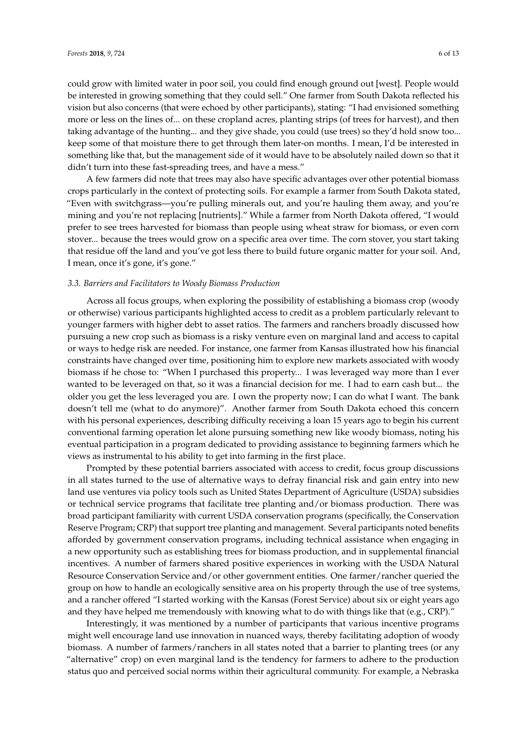could grow with limited water in poor soil, you could find enough ground out [west]. People would be interested in growing something that they could sell." One farmer from South Dakota reflected his vision but also concerns (that were echoed by other participants), stating: "I had envisioned something more or less on the lines of... on these cropland acres, planting strips (of trees for harvest), and then taking advantage of the hunting... and they give shade, you could (use trees) so they'd hold snow too... keep some of that moisture there to get through them later-on months. I mean, I'd be interested in something like that, but the management side of it would have to be absolutely nailed down so that it didn't turn into these fast-spreading trees, and have a mess."

A few farmers did note that trees may also have specific advantages over other potential biomass crops particularly in the context of protecting soils. For example a farmer from South Dakota stated, "Even with switchgrass—you're pulling minerals out, and you're hauling them away, and you're mining and you're not replacing [nutrients]." While a farmer from North Dakota offered, "I would prefer to see trees harvested for biomass than people using wheat straw for biomass, or even corn stover... because the trees would grow on a specific area over time. The corn stover, you start taking that residue off the land and you've got less there to build future organic matter for your soil. And, I mean, once it's gone, it's gone."

### *3.3. Barriers and Facilitators to Woody Biomass Production*

Across all focus groups, when exploring the possibility of establishing a biomass crop (woody or otherwise) various participants highlighted access to credit as a problem particularly relevant to younger farmers with higher debt to asset ratios. The farmers and ranchers broadly discussed how pursuing a new crop such as biomass is a risky venture even on marginal land and access to capital or ways to hedge risk are needed. For instance, one farmer from Kansas illustrated how his financial constraints have changed over time, positioning him to explore new markets associated with woody biomass if he chose to: "When I purchased this property... I was leveraged way more than I ever wanted to be leveraged on that, so it was a financial decision for me. I had to earn cash but... the older you get the less leveraged you are. I own the property now; I can do what I want. The bank doesn't tell me (what to do anymore)". Another farmer from South Dakota echoed this concern with his personal experiences, describing difficulty receiving a loan 15 years ago to begin his current conventional farming operation let alone pursuing something new like woody biomass, noting his eventual participation in a program dedicated to providing assistance to beginning farmers which he views as instrumental to his ability to get into farming in the first place.

Prompted by these potential barriers associated with access to credit, focus group discussions in all states turned to the use of alternative ways to defray financial risk and gain entry into new land use ventures via policy tools such as United States Department of Agriculture (USDA) subsidies or technical service programs that facilitate tree planting and/or biomass production. There was broad participant familiarity with current USDA conservation programs (specifically, the Conservation Reserve Program; CRP) that support tree planting and management. Several participants noted benefits afforded by government conservation programs, including technical assistance when engaging in a new opportunity such as establishing trees for biomass production, and in supplemental financial incentives. A number of farmers shared positive experiences in working with the USDA Natural Resource Conservation Service and/or other government entities. One farmer/rancher queried the group on how to handle an ecologically sensitive area on his property through the use of tree systems, and a rancher offered "I started working with the Kansas (Forest Service) about six or eight years ago and they have helped me tremendously with knowing what to do with things like that (e.g., CRP)."

Interestingly, it was mentioned by a number of participants that various incentive programs might well encourage land use innovation in nuanced ways, thereby facilitating adoption of woody biomass. A number of farmers/ranchers in all states noted that a barrier to planting trees (or any "alternative" crop) on even marginal land is the tendency for farmers to adhere to the production status quo and perceived social norms within their agricultural community. For example, a Nebraska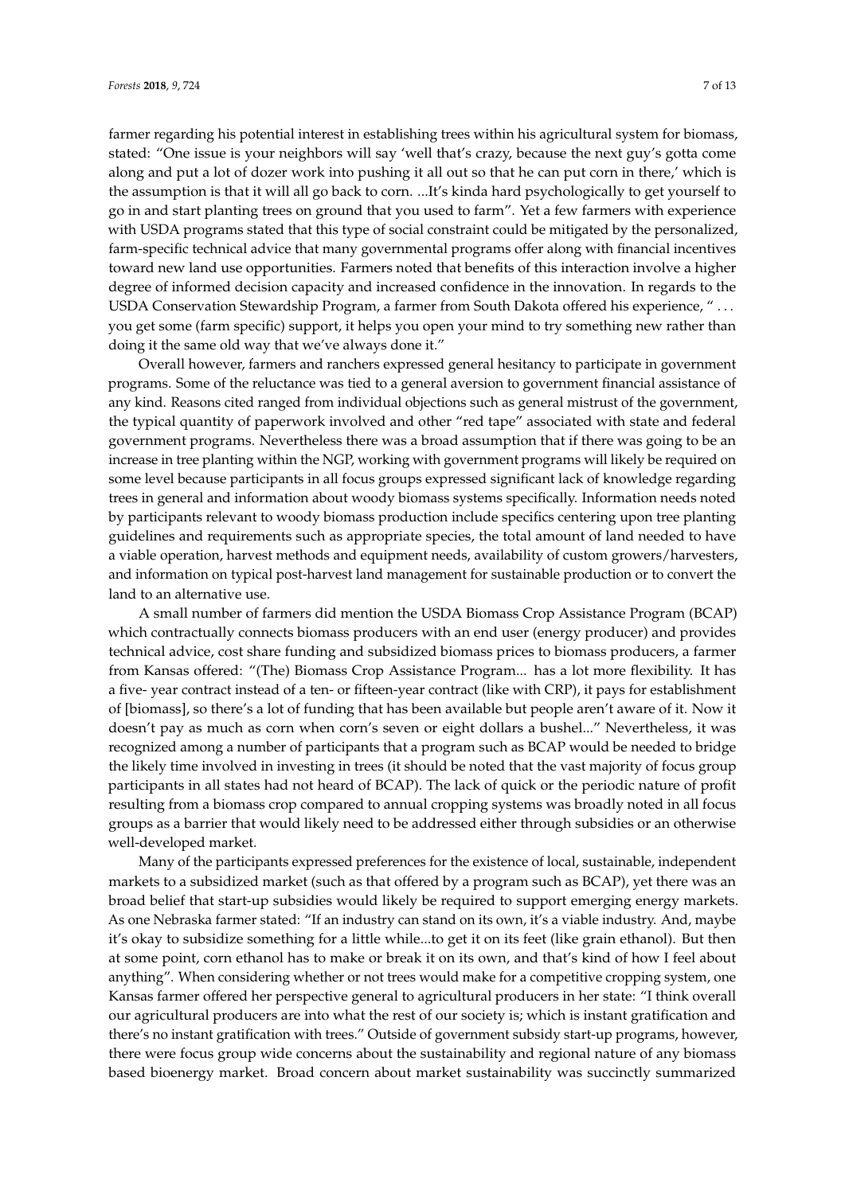farmer regarding his potential interest in establishing trees within his agricultural system for biomass, stated: "One issue is your neighbors will say 'well that's crazy, because the next guy's gotta come along and put a lot of dozer work into pushing it all out so that he can put corn in there,' which is the assumption is that it will all go back to corn. ...It's kinda hard psychologically to get yourself to go in and start planting trees on ground that you used to farm". Yet a few farmers with experience with USDA programs stated that this type of social constraint could be mitigated by the personalized, farm-specific technical advice that many governmental programs offer along with financial incentives toward new land use opportunities. Farmers noted that benefits of this interaction involve a higher degree of informed decision capacity and increased confidence in the innovation. In regards to the USDA Conservation Stewardship Program, a farmer from South Dakota offered his experience, " . . . you get some (farm specific) support, it helps you open your mind to try something new rather than doing it the same old way that we've always done it."

Overall however, farmers and ranchers expressed general hesitancy to participate in government programs. Some of the reluctance was tied to a general aversion to government financial assistance of any kind. Reasons cited ranged from individual objections such as general mistrust of the government, the typical quantity of paperwork involved and other "red tape" associated with state and federal government programs. Nevertheless there was a broad assumption that if there was going to be an increase in tree planting within the NGP, working with government programs will likely be required on some level because participants in all focus groups expressed significant lack of knowledge regarding trees in general and information about woody biomass systems specifically. Information needs noted by participants relevant to woody biomass production include specifics centering upon tree planting guidelines and requirements such as appropriate species, the total amount of land needed to have a viable operation, harvest methods and equipment needs, availability of custom growers/harvesters, and information on typical post-harvest land management for sustainable production or to convert the land to an alternative use.

A small number of farmers did mention the USDA Biomass Crop Assistance Program (BCAP) which contractually connects biomass producers with an end user (energy producer) and provides technical advice, cost share funding and subsidized biomass prices to biomass producers, a farmer from Kansas offered: "(The) Biomass Crop Assistance Program... has a lot more flexibility. It has a five- year contract instead of a ten- or fifteen-year contract (like with CRP), it pays for establishment of [biomass], so there's a lot of funding that has been available but people aren't aware of it. Now it doesn't pay as much as corn when corn's seven or eight dollars a bushel..." Nevertheless, it was recognized among a number of participants that a program such as BCAP would be needed to bridge the likely time involved in investing in trees (it should be noted that the vast majority of focus group participants in all states had not heard of BCAP). The lack of quick or the periodic nature of profit resulting from a biomass crop compared to annual cropping systems was broadly noted in all focus groups as a barrier that would likely need to be addressed either through subsidies or an otherwise well-developed market.

Many of the participants expressed preferences for the existence of local, sustainable, independent markets to a subsidized market (such as that offered by a program such as BCAP), yet there was an broad belief that start-up subsidies would likely be required to support emerging energy markets. As one Nebraska farmer stated: "If an industry can stand on its own, it's a viable industry. And, maybe it's okay to subsidize something for a little while...to get it on its feet (like grain ethanol). But then at some point, corn ethanol has to make or break it on its own, and that's kind of how I feel about anything". When considering whether or not trees would make for a competitive cropping system, one Kansas farmer offered her perspective general to agricultural producers in her state: "I think overall our agricultural producers are into what the rest of our society is; which is instant gratification and there's no instant gratification with trees." Outside of government subsidy start-up programs, however, there were focus group wide concerns about the sustainability and regional nature of any biomass based bioenergy market. Broad concern about market sustainability was succinctly summarized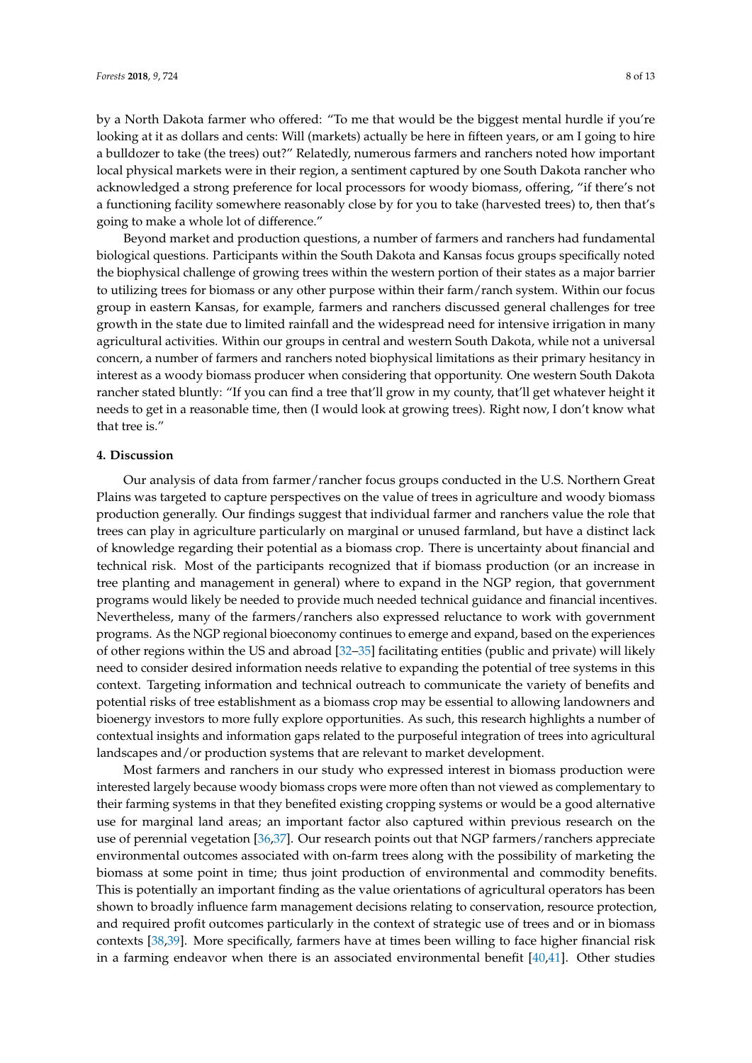by a North Dakota farmer who offered: "To me that would be the biggest mental hurdle if you're looking at it as dollars and cents: Will (markets) actually be here in fifteen years, or am I going to hire a bulldozer to take (the trees) out?" Relatedly, numerous farmers and ranchers noted how important local physical markets were in their region, a sentiment captured by one South Dakota rancher who acknowledged a strong preference for local processors for woody biomass, offering, "if there's not a functioning facility somewhere reasonably close by for you to take (harvested trees) to, then that's going to make a whole lot of difference."

Beyond market and production questions, a number of farmers and ranchers had fundamental biological questions. Participants within the South Dakota and Kansas focus groups specifically noted the biophysical challenge of growing trees within the western portion of their states as a major barrier to utilizing trees for biomass or any other purpose within their farm/ranch system. Within our focus group in eastern Kansas, for example, farmers and ranchers discussed general challenges for tree growth in the state due to limited rainfall and the widespread need for intensive irrigation in many agricultural activities. Within our groups in central and western South Dakota, while not a universal concern, a number of farmers and ranchers noted biophysical limitations as their primary hesitancy in interest as a woody biomass producer when considering that opportunity. One western South Dakota rancher stated bluntly: "If you can find a tree that'll grow in my county, that'll get whatever height it needs to get in a reasonable time, then (I would look at growing trees). Right now, I don't know what that tree is."

#### 4. Discussion

Our analysis of data from farmer/rancher focus groups conducted in the U.S. Northern Great Plains was targeted to capture perspectives on the value of trees in agriculture and woody biomass production generally. Our findings suggest that individual farmer and ranchers value the role that trees can play in agriculture particularly on marginal or unused farmland, but have a distinct lack of knowledge regarding their potential as a biomass crop. There is uncertainty about financial and technical risk. Most of the participants recognized that if biomass production (or an increase in tree planting and management in general) where to expand in the NGP region, that government programs would likely be needed to provide much needed technical guidance and financial incentives. Nevertheless, many of the farmers/ranchers also expressed reluctance to work with government programs. As the NGP regional bioeconomy continues to emerge and expand, based on the experiences of other regions within the US and abroad [32–35] facilitating entities (public and private) will likely need to consider desired information needs relative to expanding the potential of tree systems in this context. Targeting information and technical outreach to communicate the variety of benefits and potential risks of tree establishment as a biomass crop may be essential to allowing landowners and bioenergy investors to more fully explore opportunities. As such, this research highlights a number of contextual insights and information gaps related to the purposeful integration of trees into agricultural landscapes and/or production systems that are relevant to market development.

Most farmers and ranchers in our study who expressed interest in biomass production were interested largely because woody biomass crops were more often than not viewed as complementary to their farming systems in that they benefited existing cropping systems or would be a good alternative use for marginal land areas; an important factor also captured within previous research on the use of perennial vegetation [36,37]. Our research points out that NGP farmers/ranchers appreciate environmental outcomes associated with on-farm trees along with the possibility of marketing the biomass at some point in time; thus joint production of environmental and commodity benefits. This is potentially an important finding as the value orientations of agricultural operators has been shown to broadly influence farm management decisions relating to conservation, resource protection, and required profit outcomes particularly in the context of strategic use of trees and or in biomass contexts [38,39]. More specifically, farmers have at times been willing to face higher financial risk in a farming endeavor when there is an associated environmental benefit [40,41]. Other studies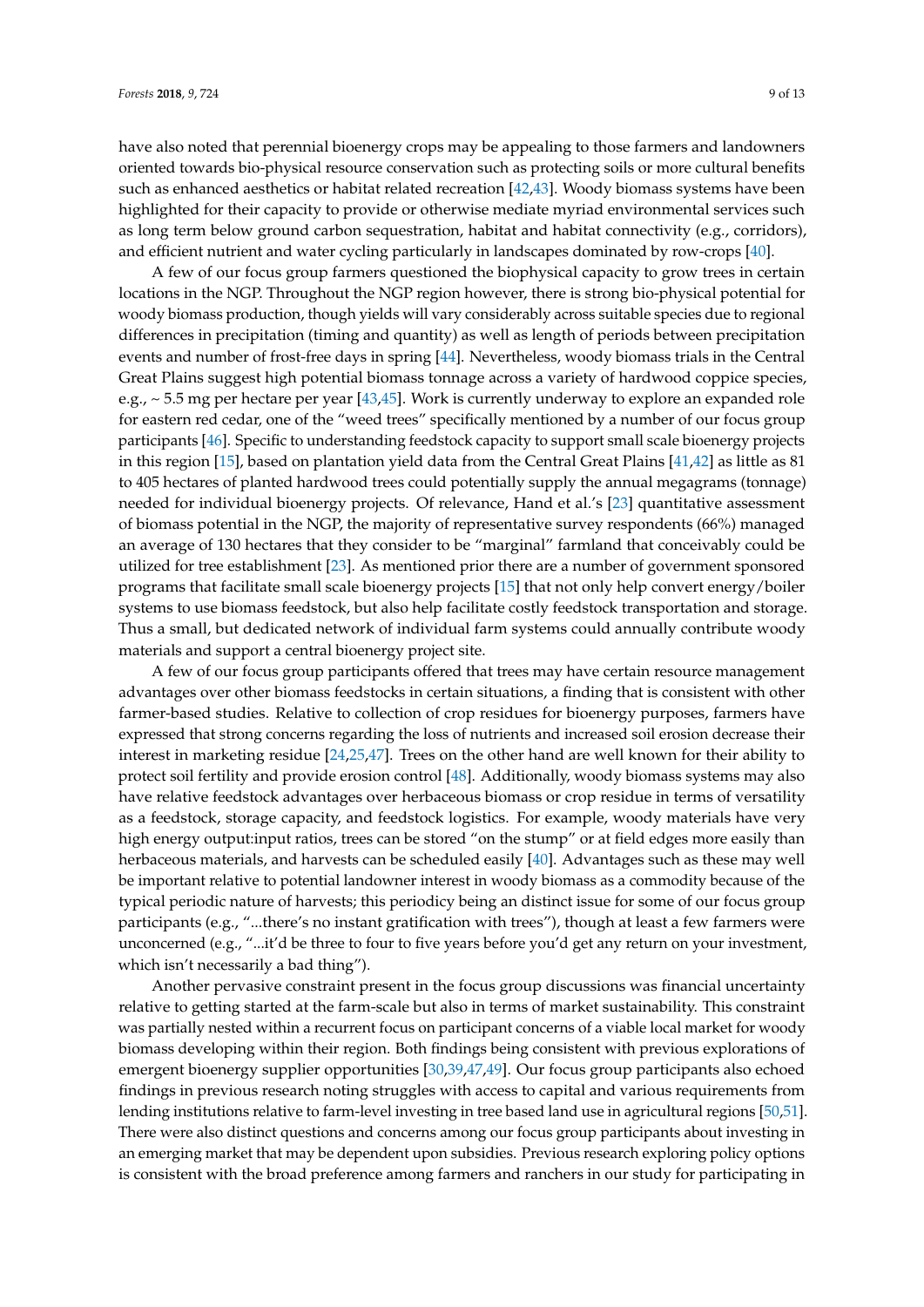have also noted that perennial bioenergy crops may be appealing to those farmers and landowners oriented towards bio-physical resource conservation such as protecting soils or more cultural benefits such as enhanced aesthetics or habitat related recreation [42,43]. Woody biomass systems have been highlighted for their capacity to provide or otherwise mediate myriad environmental services such as long term below ground carbon sequestration, habitat and habitat connectivity (e.g., corridors), and efficient nutrient and water cycling particularly in landscapes dominated by row-crops [40].

A few of our focus group farmers questioned the biophysical capacity to grow trees in certain locations in the NGP. Throughout the NGP region however, there is strong bio-physical potential for woody biomass production, though yields will vary considerably across suitable species due to regional differences in precipitation (timing and quantity) as well as length of periods between precipitation events and number of frost-free days in spring [44]. Nevertheless, woody biomass trials in the Central Great Plains suggest high potential biomass tonnage across a variety of hardwood coppice species, e.g., ~ 5.5 mg per hectare per year [43,45]. Work is currently underway to explore an expanded role for eastern red cedar, one of the "weed trees" specifically mentioned by a number of our focus group participants [46]. Specific to understanding feedstock capacity to support small scale bioenergy projects in this region [15], based on plantation yield data from the Central Great Plains [41,42] as little as 81 to 405 hectares of planted hardwood trees could potentially supply the annual megagrams (tonnage) needed for individual bioenergy projects. Of relevance, Hand et al.'s [23] quantitative assessment of biomass potential in the NGP, the majority of representative survey respondents (66%) managed an average of 130 hectares that they consider to be "marginal" farmland that conceivably could be utilized for tree establishment [23]. As mentioned prior there are a number of government sponsored programs that facilitate small scale bioenergy projects [15] that not only help convert energy/boiler systems to use biomass feedstock, but also help facilitate costly feedstock transportation and storage. Thus a small, but dedicated network of individual farm systems could annually contribute woody materials and support a central bioenergy project site.

A few of our focus group participants offered that trees may have certain resource management advantages over other biomass feedstocks in certain situations, a finding that is consistent with other farmer-based studies. Relative to collection of crop residues for bioenergy purposes, farmers have expressed that strong concerns regarding the loss of nutrients and increased soil erosion decrease their interest in marketing residue [24,25,47]. Trees on the other hand are well known for their ability to protect soil fertility and provide erosion control [48]. Additionally, woody biomass systems may also have relative feedstock advantages over herbaceous biomass or crop residue in terms of versatility as a feedstock, storage capacity, and feedstock logistics. For example, woody materials have very high energy output:input ratios, trees can be stored "on the stump" or at field edges more easily than herbaceous materials, and harvests can be scheduled easily [40]. Advantages such as these may well be important relative to potential landowner interest in woody biomass as a commodity because of the typical periodic nature of harvests; this periodicy being an distinct issue for some of our focus group participants (e.g., "...there's no instant gratification with trees"), though at least a few farmers were unconcerned (e.g., "...it'd be three to four to five years before you'd get any return on your investment, which isn't necessarily a bad thing").

Another pervasive constraint present in the focus group discussions was financial uncertainty relative to getting started at the farm-scale but also in terms of market sustainability. This constraint was partially nested within a recurrent focus on participant concerns of a viable local market for woody biomass developing within their region. Both findings being consistent with previous explorations of emergent bioenergy supplier opportunities [30,39,47,49]. Our focus group participants also echoed findings in previous research noting struggles with access to capital and various requirements from lending institutions relative to farm-level investing in tree based land use in agricultural regions [50,51]. There were also distinct questions and concerns among our focus group participants about investing in an emerging market that may be dependent upon subsidies. Previous research exploring policy options is consistent with the broad preference among farmers and ranchers in our study for participating in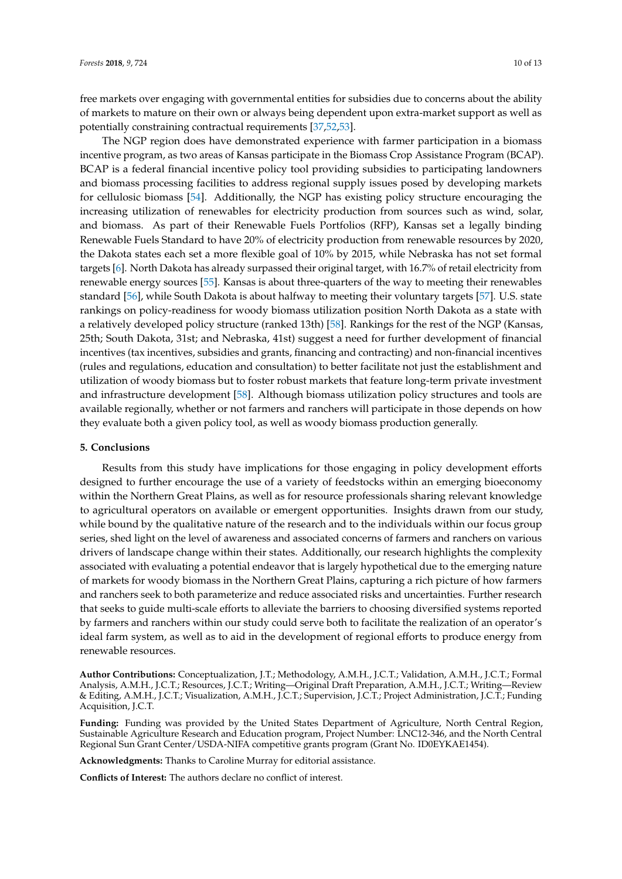free markets over engaging with governmental entities for subsidies due to concerns about the ability of markets to mature on their own or always being dependent upon extra-market support as well as potentially constraining contractual requirements [37,52,53].

The NGP region does have demonstrated experience with farmer participation in a biomass incentive program, as two areas of Kansas participate in the Biomass Crop Assistance Program (BCAP). BCAP is a federal financial incentive policy tool providing subsidies to participating landowners and biomass processing facilities to address regional supply issues posed by developing markets for cellulosic biomass [54]. Additionally, the NGP has existing policy structure encouraging the increasing utilization of renewables for electricity production from sources such as wind, solar, and biomass. As part of their Renewable Fuels Portfolios (RFP), Kansas set a legally binding Renewable Fuels Standard to have 20% of electricity production from renewable resources by 2020, the Dakota states each set a more flexible goal of 10% by 2015, while Nebraska has not set formal targets [6]. North Dakota has already surpassed their original target, with 16.7% of retail electricity from renewable energy sources [55]. Kansas is about three-quarters of the way to meeting their renewables standard [56], while South Dakota is about halfway to meeting their voluntary targets [57]. U.S. state rankings on policy-readiness for woody biomass utilization position North Dakota as a state with a relatively developed policy structure (ranked 13th) [58]. Rankings for the rest of the NGP (Kansas, 25th; South Dakota, 31st; and Nebraska, 41st) suggest a need for further development of financial incentives (tax incentives, subsidies and grants, financing and contracting) and non-financial incentives (rules and regulations, education and consultation) to better facilitate not just the establishment and utilization of woody biomass but to foster robust markets that feature long-term private investment and infrastructure development [58]. Although biomass utilization policy structures and tools are available regionally, whether or not farmers and ranchers will participate in those depends on how they evaluate both a given policy tool, as well as woody biomass production generally.

## 5. Conclusions

Results from this study have implications for those engaging in policy development efforts designed to further encourage the use of a variety of feedstocks within an emerging bioeconomy within the Northern Great Plains, as well as for resource professionals sharing relevant knowledge to agricultural operators on available or emergent opportunities. Insights drawn from our study, while bound by the qualitative nature of the research and to the individuals within our focus group series, shed light on the level of awareness and associated concerns of farmers and ranchers on various drivers of landscape change within their states. Additionally, our research highlights the complexity associated with evaluating a potential endeavor that is largely hypothetical due to the emerging nature of markets for woody biomass in the Northern Great Plains, capturing a rich picture of how farmers and ranchers seek to both parameterize and reduce associated risks and uncertainties. Further research that seeks to guide multi-scale efforts to alleviate the barriers to choosing diversified systems reported by farmers and ranchers within our study could serve both to facilitate the realization of an operator's ideal farm system, as well as to aid in the development of regional efforts to produce energy from renewable resources.

**Author Contributions:** Conceptualization, J.T.; Methodology, A.M.H., J.C.T.; Validation, A.M.H., J.C.T.; Formal Analysis, A.M.H., J.C.T.; Resources, J.C.T.; Writing—Original Draft Preparation, A.M.H., J.C.T.; Writing—Review & Editing, A.M.H., J.C.T.; Visualization, A.M.H., J.C.T.; Supervision, J.C.T.; Project Administration, J.C.T.; Funding Acquisition, J.C.T.

**Funding:** Funding was provided by the United States Department of Agriculture, North Central Region, Sustainable Agriculture Research and Education program, Project Number: LNC12-346, and the North Central Regional Sun Grant Center/USDA-NIFA competitive grants program (Grant No. ID0EYKAE1454).

**Acknowledgments:** Thanks to Caroline Murray for editorial assistance.

**Conflicts of Interest:** The authors declare no conflict of interest.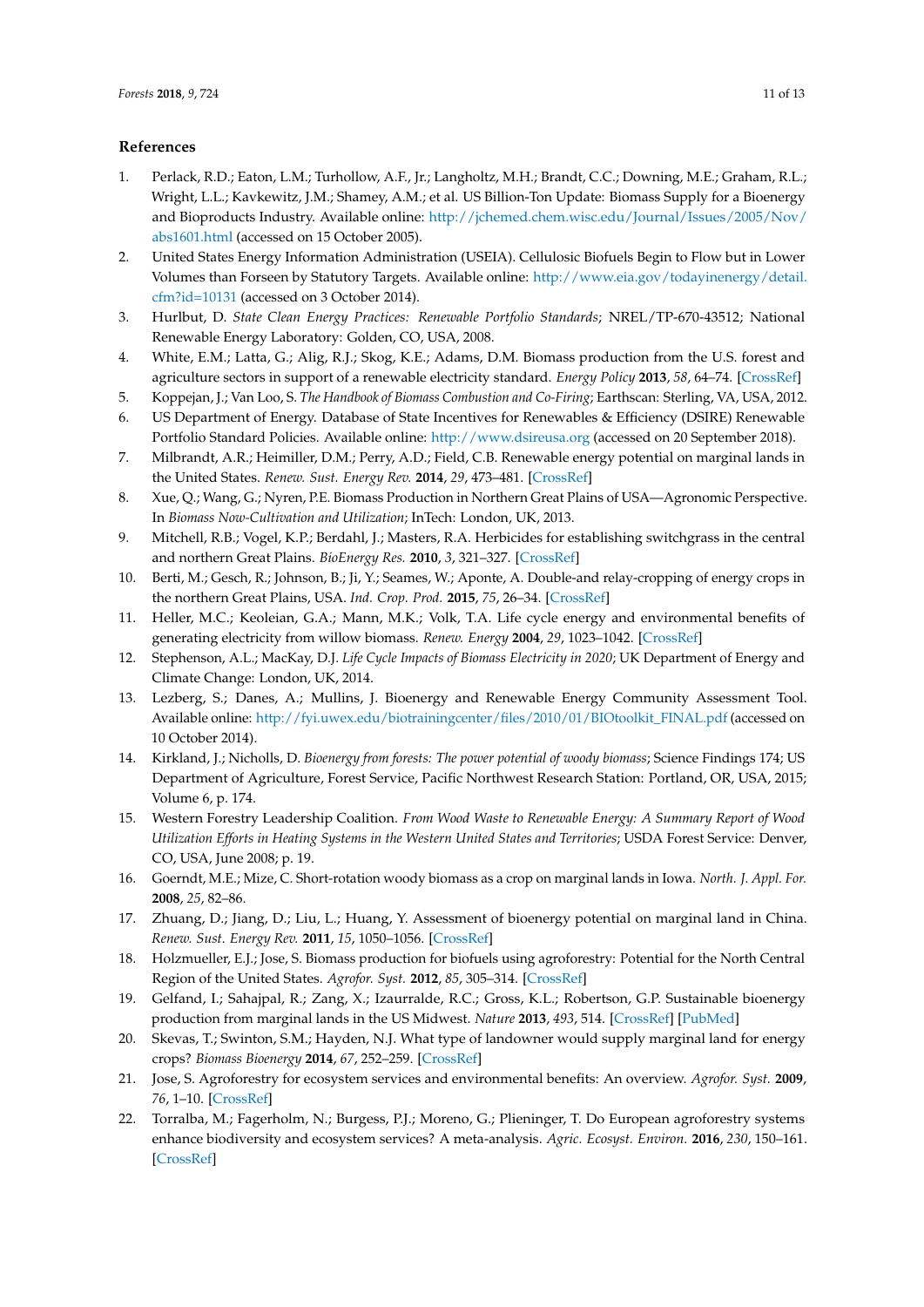## References

1. Perlack, R.D.; Eaton, L.M.; Turhollow, A.F., Jr.; Langholtz, M.H.; Brandt, C.C.; Downing, M.E.; Graham, R.L.; Wright, L.L.; Kavkewitz, J.M.; Shamey, A.M.; et al. US Billion-Ton Update: Biomass Supply for a Bioenergy and Bioproducts Industry. Available online: http://jchemed.chem.wisc.edu/Journal/Issues/2005/Nov/abs1601.html (accessed on 15 October 2005).
2. United States Energy Information Administration (USEIA). Cellulosic Biofuels Begin to Flow but in Lower Volumes than Forseen by Statutory Targets. Available online: http://www.eia.gov/todayinenergy/detail.cfm?id=10131 (accessed on 3 October 2014).
3. Hurlbut, D. *State Clean Energy Practices: Renewable Portfolio Standards*; NREL/TP-670-43512; National Renewable Energy Laboratory: Golden, CO, USA, 2008.
4. White, E.M.; Latta, G.; Alig, R.J.; Skog, K.E.; Adams, D.M. Biomass production from the U.S. forest and agriculture sectors in support of a renewable electricity standard. *Energy Policy* **2013**, *58*, 64–74. [CrossRef]
5. Koppejan, J.; Van Loo, S. *The Handbook of Biomass Combustion and Co-Firing*; Earthscan: Sterling, VA, USA, 2012.
6. US Department of Energy. Database of State Incentives for Renewables & Efficiency (DSIRE) Renewable Portfolio Standard Policies. Available online: http://www.dsireusa.org (accessed on 20 September 2018).
7. Milbrandt, A.R.; Heimiller, D.M.; Perry, A.D.; Field, C.B. Renewable energy potential on marginal lands in the United States. *Renew. Sust. Energy Rev.* **2014**, *29*, 473–481. [CrossRef]
8. Xue, Q.; Wang, G.; Nyren, P.E. Biomass Production in Northern Great Plains of USA—Agronomic Perspective. In *Biomass Now-Cultivation and Utilization*; InTech: London, UK, 2013.
9. Mitchell, R.B.; Vogel, K.P.; Berdahl, J.; Masters, R.A. Herbicides for establishing switchgrass in the central and northern Great Plains. *BioEnergy Res.* **2010**, *3*, 321–327. [CrossRef]
10. Berti, M.; Gesch, R.; Johnson, B.; Ji, Y.; Seames, W.; Aponte, A. Double-and relay-cropping of energy crops in the northern Great Plains, USA. *Ind. Crop. Prod.* **2015**, *75*, 26–34. [CrossRef]
11. Heller, M.C.; Keoleian, G.A.; Mann, M.K.; Volk, T.A. Life cycle energy and environmental benefits of generating electricity from willow biomass. *Renew. Energy* **2004**, *29*, 1023–1042. [CrossRef]
12. Stephenson, A.L.; MacKay, D.J. *Life Cycle Impacts of Biomass Electricity in 2020*; UK Department of Energy and Climate Change: London, UK, 2014.
13. Lezberg, S.; Danes, A.; Mullins, J. Bioenergy and Renewable Energy Community Assessment Tool. Available online: http://fyi.uwex.edu/biotrainingcenter/files/2010/01/BIOtoolkit_FINAL.pdf (accessed on 10 October 2014).
14. Kirkland, J.; Nicholls, D. *Bioenergy from forests: The power potential of woody biomass*; Science Findings 174; US Department of Agriculture, Forest Service, Pacific Northwest Research Station: Portland, OR, USA, 2015; Volume 6, p. 174.
15. Western Forestry Leadership Coalition. *From Wood Waste to Renewable Energy: A Summary Report of Wood Utilization Efforts in Heating Systems in the Western United States and Territories*; USDA Forest Service: Denver, CO, USA, June 2008; p. 19.
16. Goerndt, M.E.; Mize, C. Short-rotation woody biomass as a crop on marginal lands in Iowa. *North. J. Appl. For.* **2008**, *25*, 82–86.
17. Zhuang, D.; Jiang, D.; Liu, L.; Huang, Y. Assessment of bioenergy potential on marginal land in China. *Renew. Sust. Energy Rev.* **2011**, *15*, 1050–1056. [CrossRef]
18. Holzmueller, E.J.; Jose, S. Biomass production for biofuels using agroforestry: Potential for the North Central Region of the United States. *Agrofor. Syst.* **2012**, *85*, 305–314. [CrossRef]
19. Gelfand, I.; Sahajpal, R.; Zang, X.; Izaurralde, R.C.; Gross, K.L.; Robertson, G.P. Sustainable bioenergy production from marginal lands in the US Midwest. *Nature* **2013**, *493*, 514. [CrossRef] [PubMed]
20. Skevas, T.; Swinton, S.M.; Hayden, N.J. What type of landowner would supply marginal land for energy crops? *Biomass Bioenergy* **2014**, *67*, 252–259. [CrossRef]
21. Jose, S. Agroforestry for ecosystem services and environmental benefits: An overview. *Agrofor. Syst.* **2009**, *76*, 1–10. [CrossRef]
22. Torralba, M.; Fagerholm, N.; Burgess, P.J.; Moreno, G.; Plieninger, T. Do European agroforestry systems enhance biodiversity and ecosystem services? A meta-analysis. *Agric. Ecosyst. Environ.* **2016**, *230*, 150–161. [CrossRef]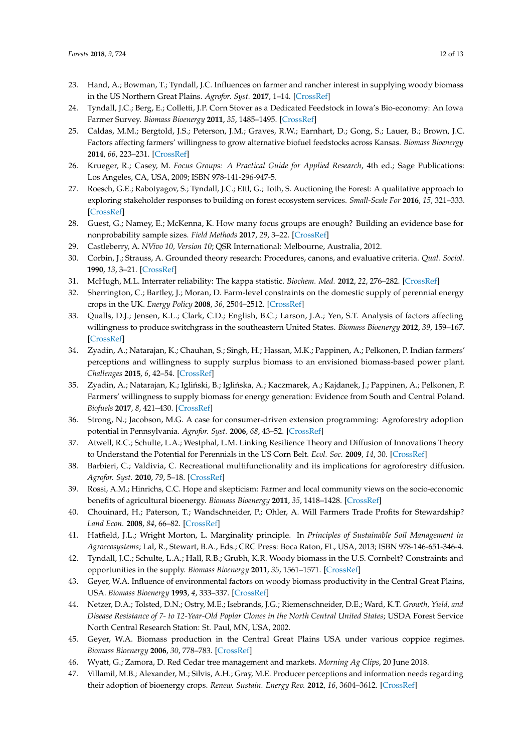23. Hand, A.; Bowman, T.; Tyndall, J.C. Influences on farmer and rancher interest in supplying woody biomass in the US Northern Great Plains. *Agrofor. Syst.* **2017**, 1–14. [CrossRef]
24. Tyndall, J.C.; Berg, E.; Colletti, J.P. Corn Stover as a Dedicated Feedstock in Iowa's Bio-economy: An Iowa Farmer Survey. *Biomass Bioenergy* **2011**, *35*, 1485–1495. [CrossRef]
25. Caldas, M.M.; Bergtold, J.S.; Peterson, J.M.; Graves, R.W.; Earnhart, D.; Gong, S.; Lauer, B.; Brown, J.C. Factors affecting farmers' willingness to grow alternative biofuel feedstocks across Kansas. *Biomass Bioenergy* **2014**, *66*, 223–231. [CrossRef]
26. Krueger, R.; Casey, M. *Focus Groups: A Practical Guide for Applied Research*, 4th ed.; Sage Publications: Los Angeles, CA, USA, 2009; ISBN 978-141-296-947-5.
27. Roesch, G.E.; Rabotyagov, S.; Tyndall, J.C.; Ettl, G.; Toth, S. Auctioning the Forest: A qualitative approach to exploring stakeholder responses to building on forest ecosystem services. *Small-Scale For* **2016**, *15*, 321–333. [CrossRef]
28. Guest, G.; Namey, E.; McKenna, K. How many focus groups are enough? Building an evidence base for nonprobability sample sizes. *Field Methods* **2017**, *29*, 3–22. [CrossRef]
29. Castleberry, A. *NVivo 10, Version 10*; QSR International: Melbourne, Australia, 2012.
30. Corbin, J.; Strauss, A. Grounded theory research: Procedures, canons, and evaluative criteria. *Qual. Sociol.* **1990**, *13*, 3–21. [CrossRef]
31. McHugh, M.L. Interrater reliability: The kappa statistic. *Biochem. Med.* **2012**, *22*, 276–282. [CrossRef]
32. Sherrington, C.; Bartley, J.; Moran, D. Farm-level constraints on the domestic supply of perennial energy crops in the UK. *Energy Policy* **2008**, *36*, 2504–2512. [CrossRef]
33. Qualls, D.J.; Jensen, K.L.; Clark, C.D.; English, B.C.; Larson, J.A.; Yen, S.T. Analysis of factors affecting willingness to produce switchgrass in the southeastern United States. *Biomass Bioenergy* **2012**, *39*, 159–167. [CrossRef]
34. Zyadin, A.; Natarajan, K.; Chauhan, S.; Singh, H.; Hassan, M.K.; Pappinen, A.; Pelkonen, P. Indian farmers' perceptions and willingness to supply surplus biomass to an envisioned biomass-based power plant. *Challenges* **2015**, *6*, 42–54. [CrossRef]
35. Zyadin, A.; Natarajan, K.; Igliński, B.; Iglińska, A.; Kaczmarek, A.; Kajdanek, J.; Pappinen, A.; Pelkonen, P. Farmers' willingness to supply biomass for energy generation: Evidence from South and Central Poland. *Biofuels* **2017**, *8*, 421–430. [CrossRef]
36. Strong, N.; Jacobson, M.G. A case for consumer-driven extension programming: Agroforestry adoption potential in Pennsylvania. *Agrofor. Syst.* **2006**, *68*, 43–52. [CrossRef]
37. Atwell, R.C.; Schulte, L.A.; Westphal, L.M. Linking Resilience Theory and Diffusion of Innovations Theory to Understand the Potential for Perennials in the US Corn Belt. *Ecol. Soc.* **2009**, *14*, 30. [CrossRef]
38. Barbieri, C.; Valdivia, C. Recreational multifunctionality and its implications for agroforestry diffusion. *Agrofor. Syst.* **2010**, *79*, 5–18. [CrossRef]
39. Rossi, A.M.; Hinrichs, C.C. Hope and skepticism: Farmer and local community views on the socio-economic benefits of agricultural bioenergy. *Biomass Bioenergy* **2011**, *35*, 1418–1428. [CrossRef]
40. Chouinard, H.; Paterson, T.; Wandschneider, P.; Ohler, A. Will Farmers Trade Profits for Stewardship? *Land Econ.* **2008**, *84*, 66–82. [CrossRef]
41. Hatfield, J.L.; Wright Morton, L. Marginality principle. In *Principles of Sustainable Soil Management in Agroecosystems*; Lal, R., Stewart, B.A., Eds.; CRC Press: Boca Raton, FL, USA, 2013; ISBN 978-146-651-346-4.
42. Tyndall, J.C.; Schulte, L.A.; Hall, R.B.; Grubh, K.R. Woody biomass in the U.S. Cornbelt? Constraints and opportunities in the supply. *Biomass Bioenergy* **2011**, *35*, 1561–1571. [CrossRef]
43. Geyer, W.A. Influence of environmental factors on woody biomass productivity in the Central Great Plains, USA. *Biomass Bioenergy* **1993**, *4*, 333–337. [CrossRef]
44. Netzer, D.A.; Tolsted, D.N.; Ostry, M.E.; Isebrands, J.G.; Riemenschneider, D.E.; Ward, K.T. *Growth, Yield, and Disease Resistance of 7- to 12-Year-Old Poplar Clones in the North Central United States*; USDA Forest Service North Central Research Station: St. Paul, MN, USA, 2002.
45. Geyer, W.A. Biomass production in the Central Great Plains USA under various coppice regimes. *Biomass Bioenergy* **2006**, *30*, 778–783. [CrossRef]
46. Wyatt, G.; Zamora, D. Red Cedar tree management and markets. *Morning Ag Clips*, 20 June 2018.
47. Villamil, M.B.; Alexander, M.; Silvis, A.H.; Gray, M.E. Producer perceptions and information needs regarding their adoption of bioenergy crops. *Renew. Sustain. Energy Rev.* **2012**, *16*, 3604–3612. [CrossRef]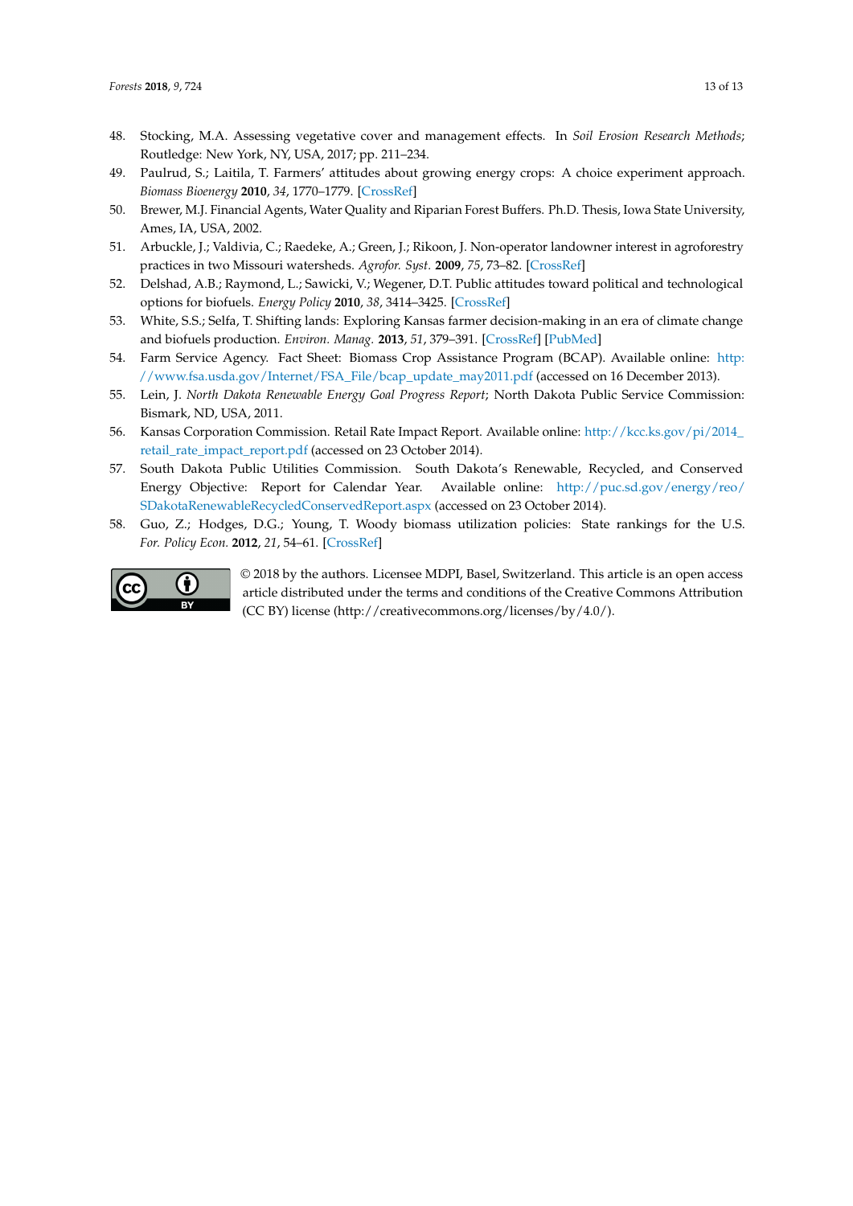48. Stocking, M.A. Assessing vegetative cover and management effects. In *Soil Erosion Research Methods*; Routledge: New York, NY, USA, 2017; pp. 211–234.
49. Paulrud, S.; Laitila, T. Farmers' attitudes about growing energy crops: A choice experiment approach. *Biomass Bioenergy* **2010**, *34*, 1770–1779. [CrossRef]
50. Brewer, M.J. Financial Agents, Water Quality and Riparian Forest Buffers. Ph.D. Thesis, Iowa State University, Ames, IA, USA, 2002.
51. Arbuckle, J.; Valdivia, C.; Raedeke, A.; Green, J.; Rikoon, J. Non-operator landowner interest in agroforestry practices in two Missouri watersheds. *Agrofor. Syst.* **2009**, *75*, 73–82. [CrossRef]
52. Delshad, A.B.; Raymond, L.; Sawicki, V.; Wegener, D.T. Public attitudes toward political and technological options for biofuels. *Energy Policy* **2010**, *38*, 3414–3425. [CrossRef]
53. White, S.S.; Selfa, T. Shifting lands: Exploring Kansas farmer decision-making in an era of climate change and biofuels production. *Environ. Manag.* **2013**, *51*, 379–391. [CrossRef] [PubMed]
54. Farm Service Agency. Fact Sheet: Biomass Crop Assistance Program (BCAP). Available online: http://www.fsa.usda.gov/Internet/FSA_File/bcap_update_may2011.pdf (accessed on 16 December 2013).
55. Lein, J. *North Dakota Renewable Energy Goal Progress Report*; North Dakota Public Service Commission: Bismark, ND, USA, 2011.
56. Kansas Corporation Commission. Retail Rate Impact Report. Available online: http://kcc.ks.gov/pi/2014_retail_rate_impact_report.pdf (accessed on 23 October 2014).
57. South Dakota Public Utilities Commission. South Dakota's Renewable, Recycled, and Conserved Energy Objective: Report for Calendar Year. Available online: http://puc.sd.gov/energy/reo/SDakotaRenewableRecycledConservedReport.aspx (accessed on 23 October 2014).
58. Guo, Z.; Hodges, D.G.; Young, T. Woody biomass utilization policies: State rankings for the U.S. *For. Policy Econ.* **2012**, *21*, 54–61. [CrossRef]

© 2018 by the authors. Licensee MDPI, Basel, Switzerland. This article is an open access article distributed under the terms and conditions of the Creative Commons Attribution (CC BY) license (http://creativecommons.org/licenses/by/4.0/).